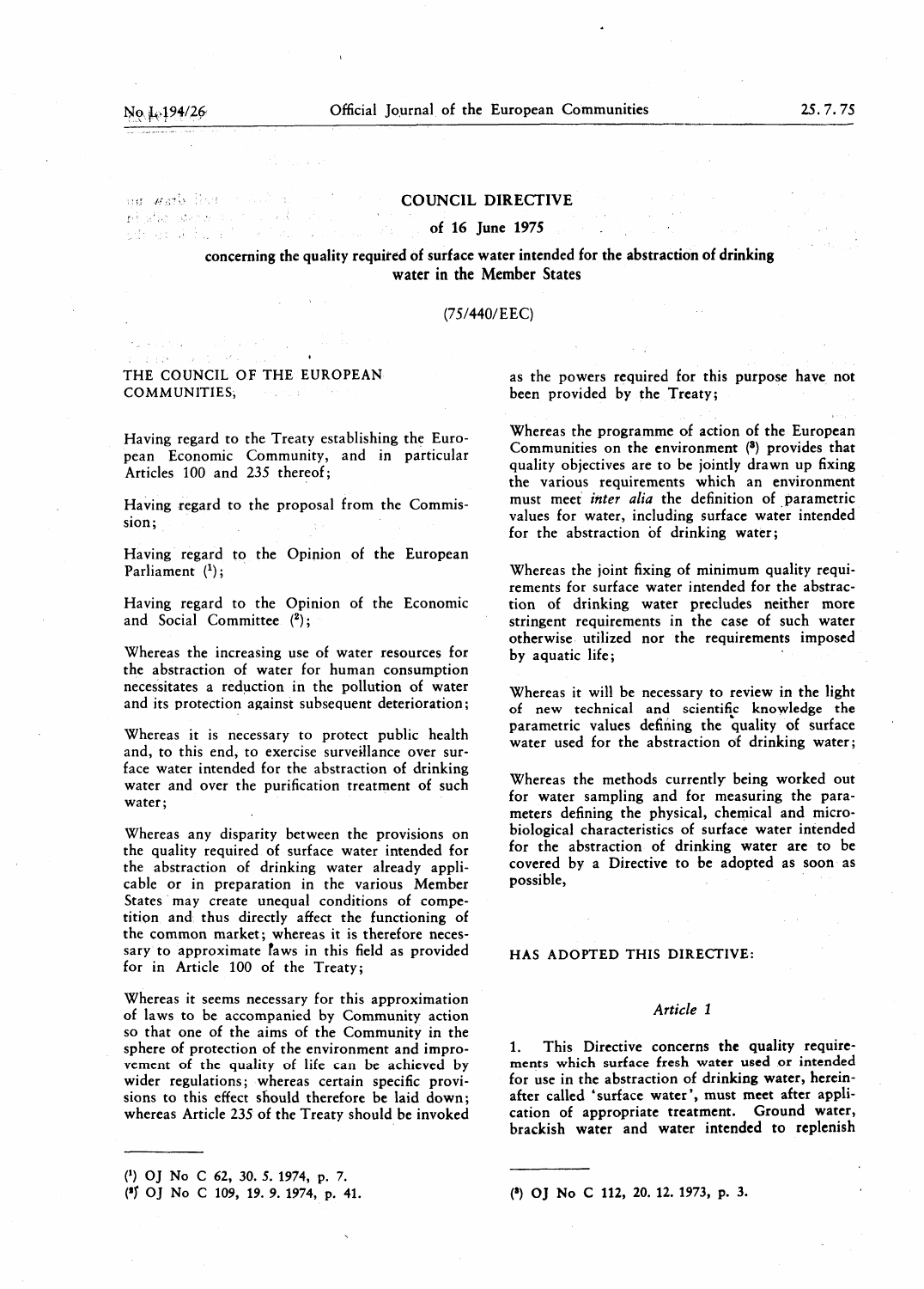# COUNCIL DIRECTIVE

## of 16 June 1975

## concerning the quality required of surface water intended for the abstraction of drinking water in the Member States

## (75/440/EEC)

THE COUNCIL OF THE EUROPEAN COMMUNITIES,

Having regard to the Treaty establishing the European Economic Community, and in particular Articles 100 and 235 thereof;

Having regard to the proposal from the Commission;

Having regard to the Opinion of the European Parliament [1];

Having regard to the Opinion of the Economic and Social Committee [2];

Whereas the increasing use of water resources for the abstraction of water for human consumption necessitates a reduction in the pollution of water and its protection against subsequent deterioration;

Whereas it is necessary to protect public health and, to this end, to exercise surveillance over surface water intended for the abstraction of drinking water and over the purification treatment of such water;

Whereas any disparity between the provisions on the quality required of surface water intended for the abstraction of drinking water already applicable or in preparation in the various Member States may create unequal conditions of competition and thus directly affect the functioning of the common market; whereas it is therefore necessary to approximate laws in this field as provided for in Article 100 of the Treaty;

Whereas it seems necessary for this approximation of laws to be accompanied by Community action so that one of the aims of the Community in the sphere of protection of the environment and improvement of the quality of life can be achieved by wider regulations; whereas certain specific provisions to this effect should therefore be laid down; whereas Article 235 of the Treaty should be invoked as the powers required for this purpose have not been provided by the Treaty;

Whereas the programme of action of the European Communities on the environment [3] provides that quality objectives are to be jointly drawn up fixing the various requirements which an environment must meet *inter alia* the definition of parametric values for water, including surface water intended for the abstraction of drinking water;

Whereas the joint fixing of minimum quality requirements for surface water intended for the abstraction of drinking water precludes neither more stringent requirements in the case of such water otherwise utilized nor the requirements imposed by aquatic life;

Whereas it will be necessary to review in the light of new technical and scientific knowledge the parametric values defining the quality of surface water used for the abstraction of drinking water;

Whereas the methods currently being worked out for water sampling and for measuring the parameters defining the physical, chemical and microbiological characteristics of surface water intended for the abstraction of drinking water are to be covered by a Directive to be adopted as soon as possible,

HAS ADOPTED THIS DIRECTIVE:

### *Article 1*

1. This Directive concerns the quality requirements which surface fresh water used or intended for use in the abstraction of drinking water, hereinafter called 'surface water', must meet after application of appropriate treatment. Ground water, brackish water and water intended to replenish

---

[1] OJ No C 62, 30. 5. 1974, p. 7.

[2] OJ No C 109, 19. 9. 1974, p. 41.

[3] OJ No C 112, 20. 12. 1973, p. 3.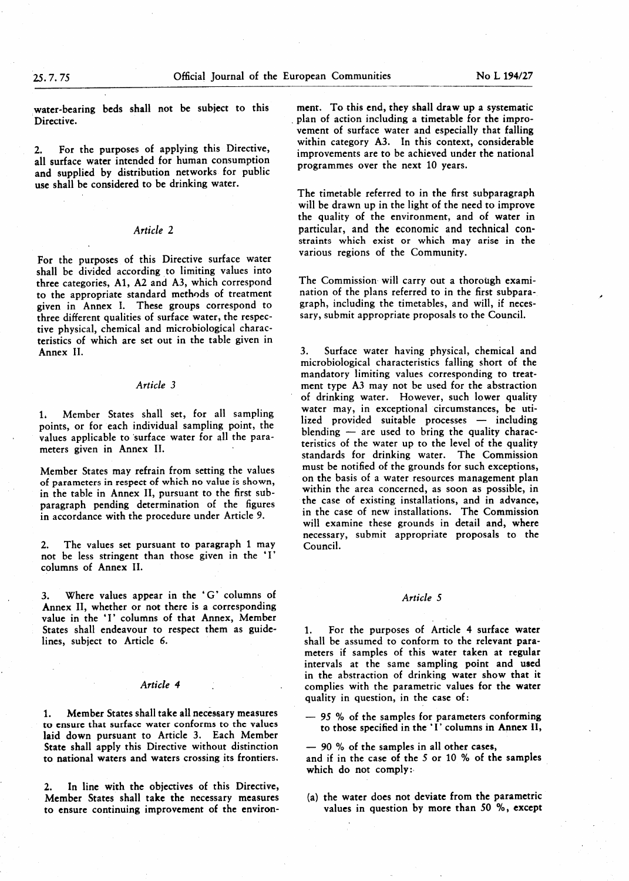water-bearing beds shall not be subject to this Directive.

2. For the purposes of applying this Directive, all surface water intended for human consumption and supplied by distribution networks for public use shall be considered to be drinking water.

### *Article 2*

For the purposes of this Directive surface water shall be divided according to limiting values into three categories, A1, A2 and A3, which correspond to the appropriate standard methods of treatment given in Annex I. These groups correspond to three different qualities of surface water, the respective physical, chemical and microbiological characteristics of which are set out in the table given in Annex II.

### *Article 3*

1. Member States shall set, for all sampling points, or for each individual sampling point, the values applicable to surface water for all the parameters given in Annex II.

Member States may refrain from setting the values of parameters in respect of which no value is shown, in the table in Annex II, pursuant to the first subparagraph pending determination of the figures in accordance with the procedure under Article 9.

2. The values set pursuant to paragraph 1 may not be less stringent than those given in the 'I' columns of Annex II.

3. Where values appear in the 'G' columns of Annex II, whether or not there is a corresponding value in the 'I' columns of that Annex, Member States shall endeavour to respect them as guidelines, subject to Article 6.

### *Article 4*

1. Member States shall take all necessary measures to ensure that surface water conforms to the values laid down pursuant to Article 3. Each Member State shall apply this Directive without distinction to national waters and waters crossing its frontiers.

2. In line with the objectives of this Directive, Member States shall take the necessary measures to ensure continuing improvement of the environment. To this end, they shall draw up a systematic plan of action including a timetable for the improvement of surface water and especially that falling within category A3. In this context, considerable improvements are to be achieved under the national programmes over the next 10 years.

The timetable referred to in the first subparagraph will be drawn up in the light of the need to improve the quality of the environment, and of water in particular, and the economic and technical constraints which exist or which may arise in the various regions of the Community.

The Commission will carry out a thorough examination of the plans referred to in the first subparagraph, including the timetables, and will, if necessary, submit appropriate proposals to the Council.

3. Surface water having physical, chemical and microbiological characteristics falling short of the mandatory limiting values corresponding to treatment type A3 may not be used for the abstraction of drinking water. However, such lower quality water may, in exceptional circumstances, be utilized provided suitable processes — including blending — are used to bring the quality characteristics of the water up to the level of the quality standards for drinking water. The Commission must be notified of the grounds for such exceptions, on the basis of a water resources management plan within the area concerned, as soon as possible, in the case of existing installations, and in advance, in the case of new installations. The Commission will examine these grounds in detail and, where necessary, submit appropriate proposals to the Council.

### *Article 5*

1. For the purposes of Article 4 surface water shall be assumed to conform to the relevant parameters if samples of this water taken at regular intervals at the same sampling point and used in the abstraction of drinking water show that it complies with the parametric values for the water quality in question, in the case of:

— 95 % of the samples for parameters conforming to those specified in the 'I' columns in Annex II,

— 90 % of the samples in all other cases,

and if in the case of the 5 or 10 % of the samples which do not comply:

(a) the water does not deviate from the parametric values in question by more than 50 %, except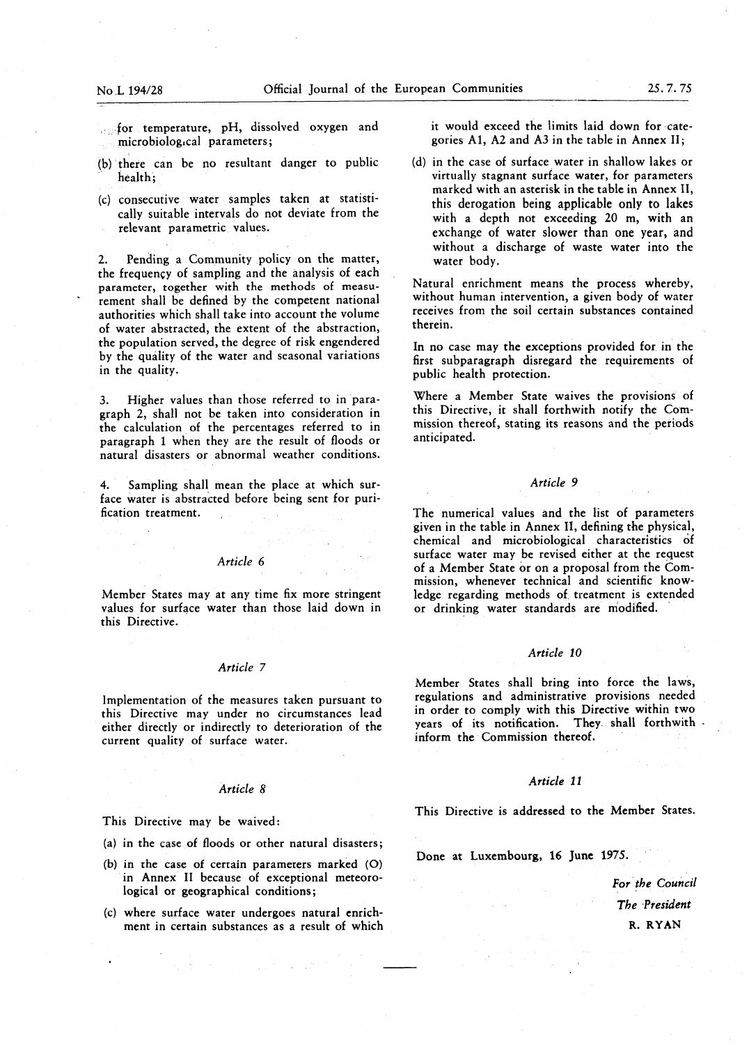for temperature, pH, dissolved oxygen and microbiological parameters;

(b) there can be no resultant danger to public health;

(c) consecutive water samples taken at statistically suitable intervals do not deviate from the relevant parametric values.

2. Pending a Community policy on the matter, the frequency of sampling and the analysis of each parameter, together with the methods of measurement shall be defined by the competent national authorities which shall take into account the volume of water abstracted, the extent of the abstraction, the population served, the degree of risk engendered by the quality of the water and seasonal variations in the quality.

3. Higher values than those referred to in paragraph 2, shall not be taken into consideration in the calculation of the percentages referred to in paragraph 1 when they are the result of floods or natural disasters or abnormal weather conditions.

4. Sampling shall mean the place at which surface water is abstracted before being sent for purification treatment.

*Article 6*

Member States may at any time fix more stringent values for surface water than those laid down in this Directive.

*Article 7*

Implementation of the measures taken pursuant to this Directive may under no circumstances lead either directly or indirectly to deterioration of the current quality of surface water.

*Article 8*

This Directive may be waived:

(a) in the case of floods or other natural disasters;

(b) in the case of certain parameters marked (O) in Annex II because of exceptional meteorological or geographical conditions;

(c) where surface water undergoes natural enrichment in certain substances as a result of which it would exceed the limits laid down for categories A1, A2 and A3 in the table in Annex II;

(d) in the case of surface water in shallow lakes or virtually stagnant surface water, for parameters marked with an asterisk in the table in Annex II, this derogation being applicable only to lakes with a depth not exceeding 20 m, with an exchange of water slower than one year, and without a discharge of waste water into the water body.

Natural enrichment means the process whereby, without human intervention, a given body of water receives from the soil certain substances contained therein.

In no case may the exceptions provided for in the first subparagraph disregard the requirements of public health protection.

Where a Member State waives the provisions of this Directive, it shall forthwith notify the Commission thereof, stating its reasons and the periods anticipated.

*Article 9*

The numerical values and the list of parameters given in the table in Annex II, defining the physical, chemical and microbiological characteristics of surface water may be revised either at the request of a Member State or on a proposal from the Commission, whenever technical and scientific knowledge regarding methods of treatment is extended or drinking water standards are modified.

*Article 10*

Member States shall bring into force the laws, regulations and administrative provisions needed in order to comply with this Directive within two years of its notification. They shall forthwith inform the Commission thereof.

*Article 11*

This Directive is addressed to the Member States.

Done at Luxembourg, 16 June 1975.

*For the Council*

*The President*

R. RYAN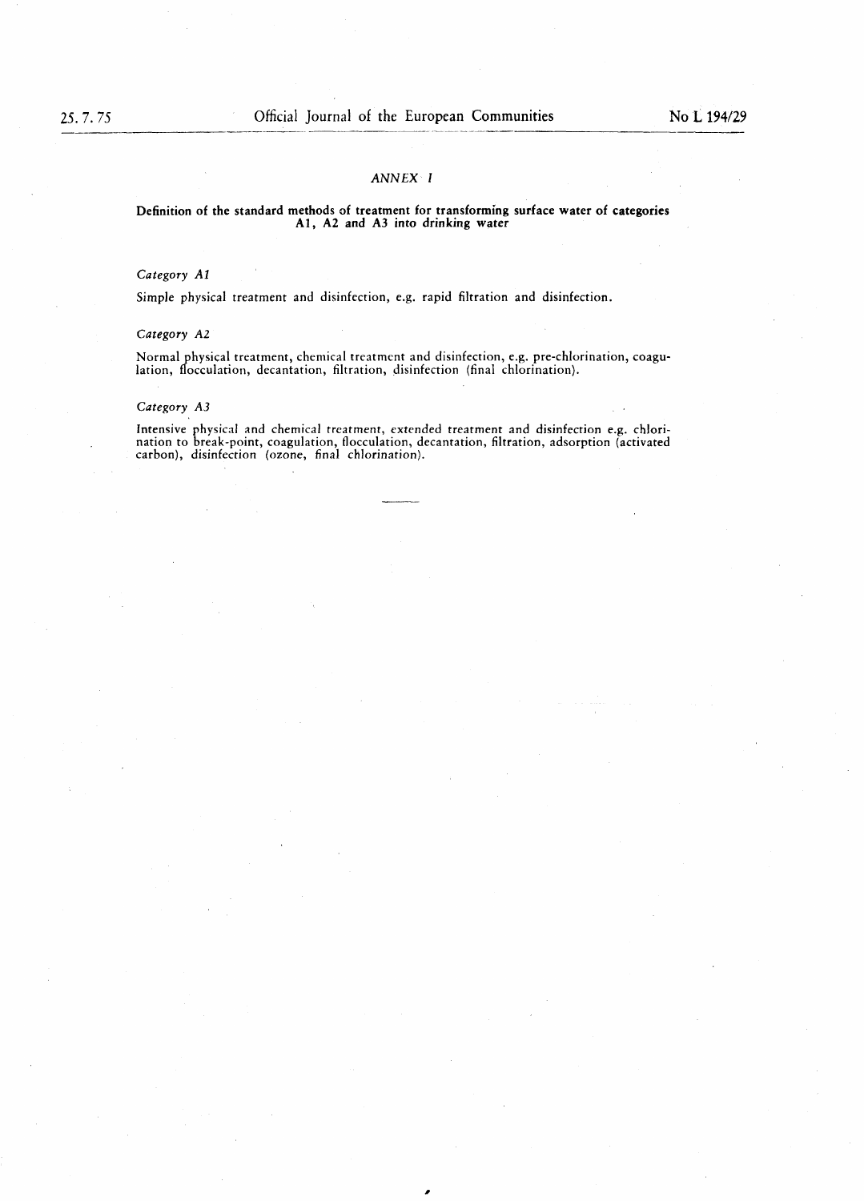*ANNEX I*

**Definition of the standard methods of treatment for transforming surface water of categories A1, A2 and A3 into drinking water**

*Category A1*

Simple physical treatment and disinfection, e.g. rapid filtration and disinfection.

*Category A2*

Normal physical treatment, chemical treatment and disinfection, e.g. pre-chlorination, coagulation, flocculation, decantation, filtration, disinfection (final chlorination).

*Category A3*

Intensive physical and chemical treatment, extended treatment and disinfection e.g. chlorination to break-point, coagulation, flocculation, decantation, filtration, adsorption (activated carbon), disinfection (ozone, final chlorination).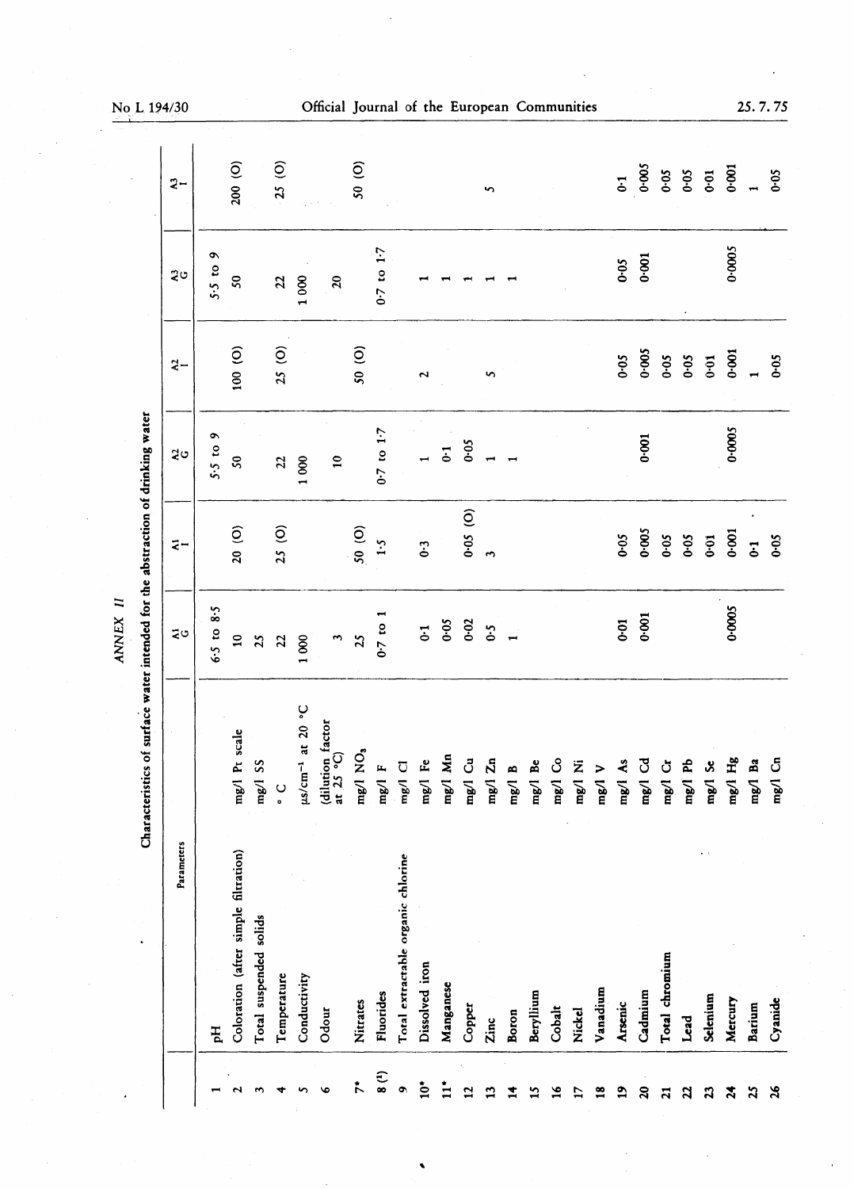## ANNEX II

### Characteristics of surface water intended for the abstraction of drinking water

| | Parameters | | A1 G | A1 I | A2 G | A2 I | A3 G | A3 I |
|---|---|---|---|---|---|---|---|---|
| 1 | pH | | 6·5 to 8·5 | | 5·5 to 9 | | 5·5 to 9 | |
| 2 | Coloration (after simple filtration) | mg/l Pt scale | 10 | 20 (O) | 50 | 100 (O) | 50 | 200 (O) |
| 3 | Total suspended solids | mg/l SS | 25 | | | | | |
| 4 | Temperature | °C | 22 | 25 (O) | 22 | 25 (O) | 22 | 25 (O) |
| 5 | Conductivity | μs/cm$^{-1}$ at 20 °C | 1 000 | | 1 000 | | 1 000 | |
| 6 | Odour | (dilution factor at 25 °C) | 3 | | 10 | | 20 | |
| 7* | Nitrates | mg/l $NO_3$ | 25 | 50 (O) | | 50 (O) | | 50 (O) |
| 8 [1] | Fluorides | mg/l F | 0·7 to 1 | 1·5 | 0·7 to 1·7 | | 0·7 to 1·7 | |
| 9 | Total extractable organic chlorine | mg/l Cl | | | | | | |
| 10* | Dissolved iron | mg/l Fe | 0·1 | 0·3 | 1 | 2 | 1 | |
| 11* | Manganese | mg/l Mn | 0·05 | | 0·1 | | 1 | |
| 12 | Copper | mg/l Cu | 0·02 | 0·05 (O) | 0·05 | | 1 | |
| 13 | Zinc | mg/l Zn | 0·5 | 3 | 1 | 5 | 1 | 5 |
| 14 | Boron | mg/l B | 1 | | 1 | | 1 | |
| 15 | Beryllium | mg/l Be | | | | | | |
| 16 | Cobalt | mg/l Co | | | | | | |
| 17 | Nickel | mg/l Ni | | | | | | |
| 18 | Vanadium | mg/l V | | | | | | |
| 19 | Arsenic | mg/l As | 0·01 | 0·05 | | 0·05 | 0·05 | 0·1 |
| 20 | Cadmium | mg/l Cd | 0·001 | 0·005 | 0·001 | 0·005 | 0·001 | 0·005 |
| 21 | Total chromium | mg/l Cr | | 0·05 | | 0·05 | | 0·05 |
| 22 | Lead | mg/l Pb | | 0·05 | | 0·05 | | 0·05 |
| 23 | Selenium | mg/l Se | | 0·01 | | 0·01 | | 0·01 |
| 24 | Mercury | mg/l Hg | 0·0005 | 0·001 | 0·0005 | 0·001 | 0·0005 | 0·001 |
| 25 | Barium | mg/l Ba | | 0·1 | | 1 | | 1 |
| 26 | Cyanide | mg/l Cn | | 0·05 | | 0·05 | | 0·05 |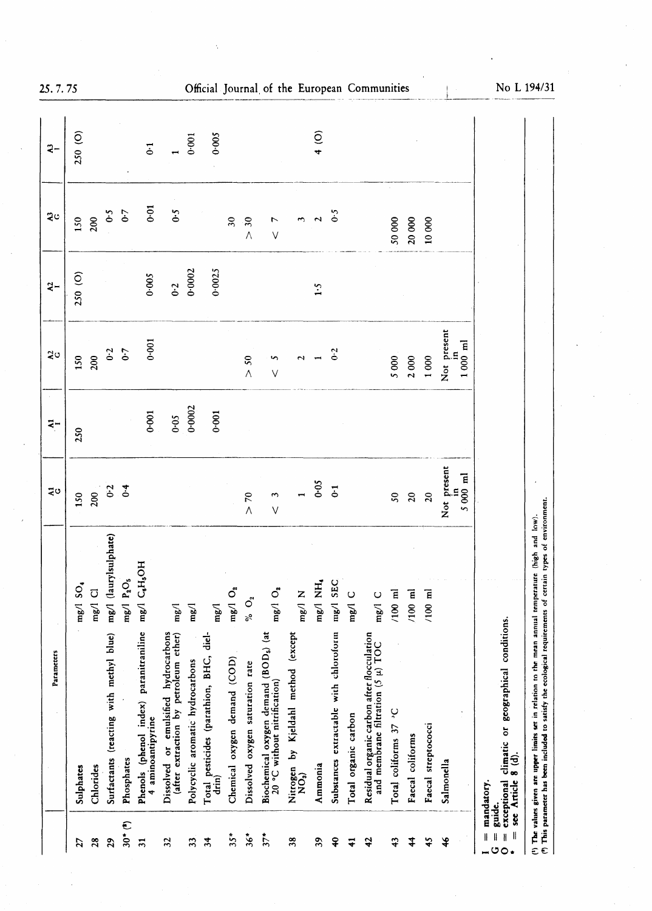| | Parameters | | A1 G | A1 I | A2 G | A2 I | A3 G | A3 I |
|---|---|---|---|---|---|---|---|---|
| 27 | Sulphates | mg/l $SO_4$ | 150 | 250 | 150 | 250 (O) | 150 | 250 (O) |
| 28 | Chlorides | mg/l Cl | 200 | | 200 | | 200 | |
| 29 | Surfactants (reacting with methyl blue) | mg/l (laurylsulphate) | 0·2 | | 0·2 | | 0·5 | |
| 30* (²) | Phosphates | mg/l $P_2O_5$ | 0·4 | | 0·7 | | 0·7 | |
| 31 | Phenols (phenol index) paranitraniline 4 aminoantipyrine | mg/l $C_6H_5OH$ | | 0·001 | 0·001 | 0·005 | 0·01 | 0·1 |
| 32 | Dissolved or emulsified hydrocarbons (after extraction by petroleum ether) | mg/l | | 0·05 | | 0·2 | 0·5 | 1 |
| 33 | Polycyclic aromatic hydrocarbons | mg/l | | 0·0002 | | 0·0002 | | 0·001 |
| 34 | Total pesticides (parathion, BHC, dieldrin) | mg/l | | 0·001 | | 0·0025 | | 0·005 |
| 35* | Chemical oxygen demand (COD) | mg/l $O_2$ | | | | | 30 | |
| 36* | Dissolved oxygen saturation rate | % $O_2$ | > 70 | | > 50 | | > 30 | |
| 37* | Biochemical oxygen demand ($BOD_5$) (at 20 °C without nitrification) | mg/l $O_2$ | < 3 | | < 5 | | < 7 | |
| 38 | Nitrogen by Kjeldahl method (except $NO_3$) | mg/l N | 1 | | 2 | | 3 | |
| 39 | Ammonia | mg/l $NH_4$ | 0·05 | | 1 | 1·5 | 2 | 4 (O) |
| 40 | Substances extractable with chloroform | mg/l SEC | 0·1 | | 0·2 | | 0·5 | |
| 41 | Total organic carbon | mg/l C | | | | | | |
| 42 | Residual organic carbon after flocculation and membrane filtration (5 µ) TOC | mg/l C | | | | | | |
| 43 | Total coliforms 37 °C | /100 ml | 50 | | 5 000 | | 50 000 | |
| 44 | Faecal coliforms | /100 ml | 20 | | 2 000 | | 20 000 | |
| 45 | Faecal streptococci | /100 ml | 20 | | 1 000 | | 10 000 | |
| 46 | Salmonella | | Not present in 5 000 ml | | Not present in 1 000 ml | | | |

I = mandatory.
G = guide.
O = exceptional climatic or geographical conditions.
* = see Article 8 (d).

(¹) The values given are upper limits set in relation to the mean annual temperature (high and low).
(²) This parameter has been included to satisfy the ecological requirements of certain types of environment.